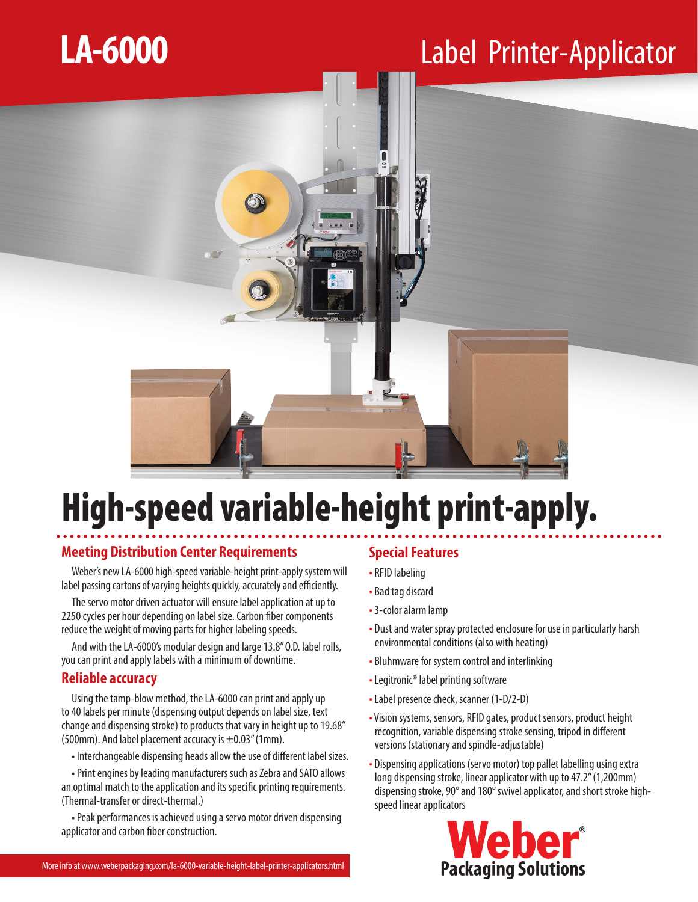# LA-6000

## Label Printer-Applicator

# High-speed variable-height print-apply.

## Meeting Distribution Center Requirements

Weber's new LA-6000 high-speed variable-height print-apply system will label passing cartons of varying heights quickly, accurately and efficiently.

The servo motor driven actuator will ensure label application at up to 2250 cycles per hour depending on label size. Carbon fiber components reduce the weight of moving parts for higher labeling speeds.

And with the LA-6000's modular design and large 13.8" O.D. label rolls, you can print and apply labels with a minimum of downtime.

## Reliable accuracy

Using the tamp-blow method, the LA-6000 can print and apply up to 40 labels per minute (dispensing output depends on label size, text change and dispensing stroke) to products that vary in height up to 19.68" (500mm). And label placement accuracy is ±0.03" (1mm).

- Interchangeable dispensing heads allow the use of different label sizes.
- Print engines by leading manufacturers such as Zebra and SATO allows an optimal match to the application and its specific printing requirements. (Thermal-transfer or direct-thermal.)
- Peak performances is achieved using a servo motor driven dispensing applicator and carbon fiber construction.

## Special Features

- RFID labeling
- Bad tag discard
- 3-color alarm lamp
- Dust and water spray protected enclosure for use in particularly harsh environmental conditions (also with heating)
- Bluhmware for system control and interlinking
- Legitronic® label printing software
- Label presence check, scanner (1-D/2-D)
- Vision systems, sensors, RFID gates, product sensors, product height recognition, variable dispensing stroke sensing, tripod in different versions (stationary and spindle-adjustable)
- Dispensing applications (servo motor) top pallet labelling using extra long dispensing stroke, linear applicator with up to 47.2" (1,200mm) dispensing stroke, 90° and 180° swivel applicator, and short stroke high-speed linear applicators

More info at www.weberpackaging.com/la-6000-variable-height-label-printer-applicators.html

Weber® Packaging Solutions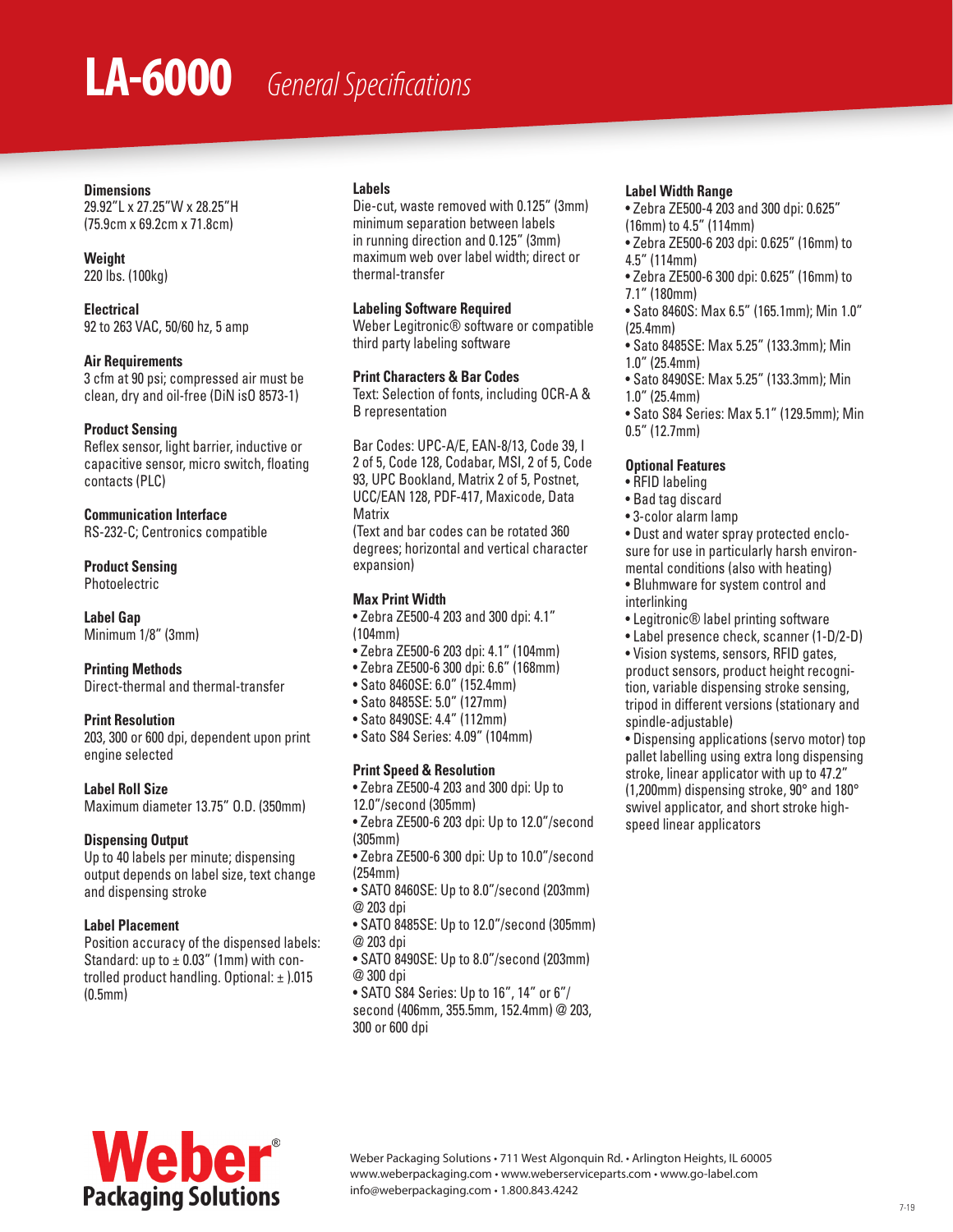# LA-6000 *General Specifications*

**Dimensions**
29.92"L x 27.25"W x 28.25"H
(75.9cm x 69.2cm x 71.8cm)

**Weight**
220 lbs. (100kg)

**Electrical**
92 to 263 VAC, 50/60 hz, 5 amp

**Air Requirements**
3 cfm at 90 psi; compressed air must be clean, dry and oil-free (DiN isO 8573-1)

**Product Sensing**
Reflex sensor, light barrier, inductive or capacitive sensor, micro switch, floating contacts (PLC)

**Communication Interface**
RS-232-C; Centronics compatible

**Product Sensing**
Photoelectric

**Label Gap**
Minimum 1/8" (3mm)

**Printing Methods**
Direct-thermal and thermal-transfer

**Print Resolution**
203, 300 or 600 dpi, dependent upon print engine selected

**Label Roll Size**
Maximum diameter 13.75" O.D. (350mm)

**Dispensing Output**
Up to 40 labels per minute; dispensing output depends on label size, text change and dispensing stroke

**Label Placement**
Position accuracy of the dispensed labels: Standard: up to ± 0.03" (1mm) with controlled product handling. Optional: ± ).015 (0.5mm)

**Labels**
Die-cut, waste removed with 0.125" (3mm) minimum separation between labels in running direction and 0.125" (3mm) maximum web over label width; direct or thermal-transfer

**Labeling Software Required**
Weber Legitronic® software or compatible third party labeling software

**Print Characters & Bar Codes**
Text: Selection of fonts, including OCR-A & B representation

Bar Codes: UPC-A/E, EAN-8/13, Code 39, I 2 of 5, Code 128, Codabar, MSI, 2 of 5, Code 93, UPC Bookland, Matrix 2 of 5, Postnet, UCC/EAN 128, PDF-417, Maxicode, Data Matrix
(Text and bar codes can be rotated 360 degrees; horizontal and vertical character expansion)

**Max Print Width**
- Zebra ZE500-4 203 and 300 dpi: 4.1" (104mm)
- Zebra ZE500-6 203 dpi: 4.1" (104mm)
- Zebra ZE500-6 300 dpi: 6.6" (168mm)
- Sato 8460SE: 6.0" (152.4mm)
- Sato 8485SE: 5.0" (127mm)
- Sato 8490SE: 4.4" (112mm)
- Sato S84 Series: 4.09" (104mm)

**Print Speed & Resolution**
- Zebra ZE500-4 203 and 300 dpi: Up to 12.0"/second (305mm)
- Zebra ZE500-6 203 dpi: Up to 12.0"/second (305mm)
- Zebra ZE500-6 300 dpi: Up to 10.0"/second (254mm)
- SATO 8460SE: Up to 8.0"/second (203mm) @ 203 dpi
- SATO 8485SE: Up to 12.0"/second (305mm) @ 203 dpi
- SATO 8490SE: Up to 8.0"/second (203mm) @ 300 dpi
- SATO S84 Series: Up to 16", 14" or 6"/ second (406mm, 355.5mm, 152.4mm) @ 203, 300 or 600 dpi

**Label Width Range**
- Zebra ZE500-4 203 and 300 dpi: 0.625" (16mm) to 4.5" (114mm)
- Zebra ZE500-6 203 dpi: 0.625" (16mm) to 4.5" (114mm)
- Zebra ZE500-6 300 dpi: 0.625" (16mm) to 7.1" (180mm)
- Sato 8460S: Max 6.5" (165.1mm); Min 1.0" (25.4mm)
- Sato 8485SE: Max 5.25" (133.3mm); Min 1.0" (25.4mm)
- Sato 8490SE: Max 5.25" (133.3mm); Min 1.0" (25.4mm)
- Sato S84 Series: Max 5.1" (129.5mm); Min 0.5" (12.7mm)

**Optional Features**
- RFID labeling
- Bad tag discard
- 3-color alarm lamp
- Dust and water spray protected enclosure for use in particularly harsh environmental conditions (also with heating)
- Bluhmware for system control and interlinking
- Legitronic® label printing software
- Label presence check, scanner (1-D/2-D)
- Vision systems, sensors, RFID gates, product sensors, product height recognition, variable dispensing stroke sensing, tripod in different versions (stationary and spindle-adjustable)
- Dispensing applications (servo motor) top pallet labelling using extra long dispensing stroke, linear applicator with up to 47.2" (1,200mm) dispensing stroke, 90° and 180° swivel applicator, and short stroke high-speed linear applicators

Weber® Packaging Solutions

Weber Packaging Solutions • 711 West Algonquin Rd. • Arlington Heights, IL 60005
www.weberpackaging.com • www.weberserviceparts.com • www.go-label.com
info@weberpackaging.com • 1.800.843.4242

7-19